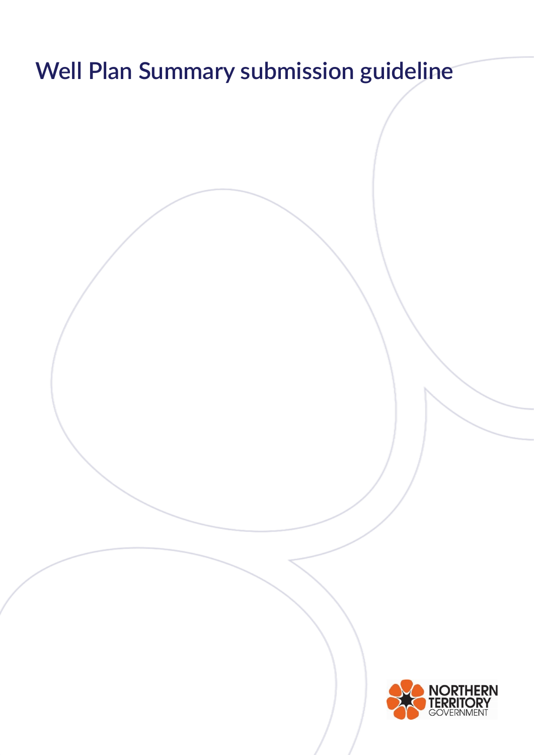# Well Plan Summary submission guideline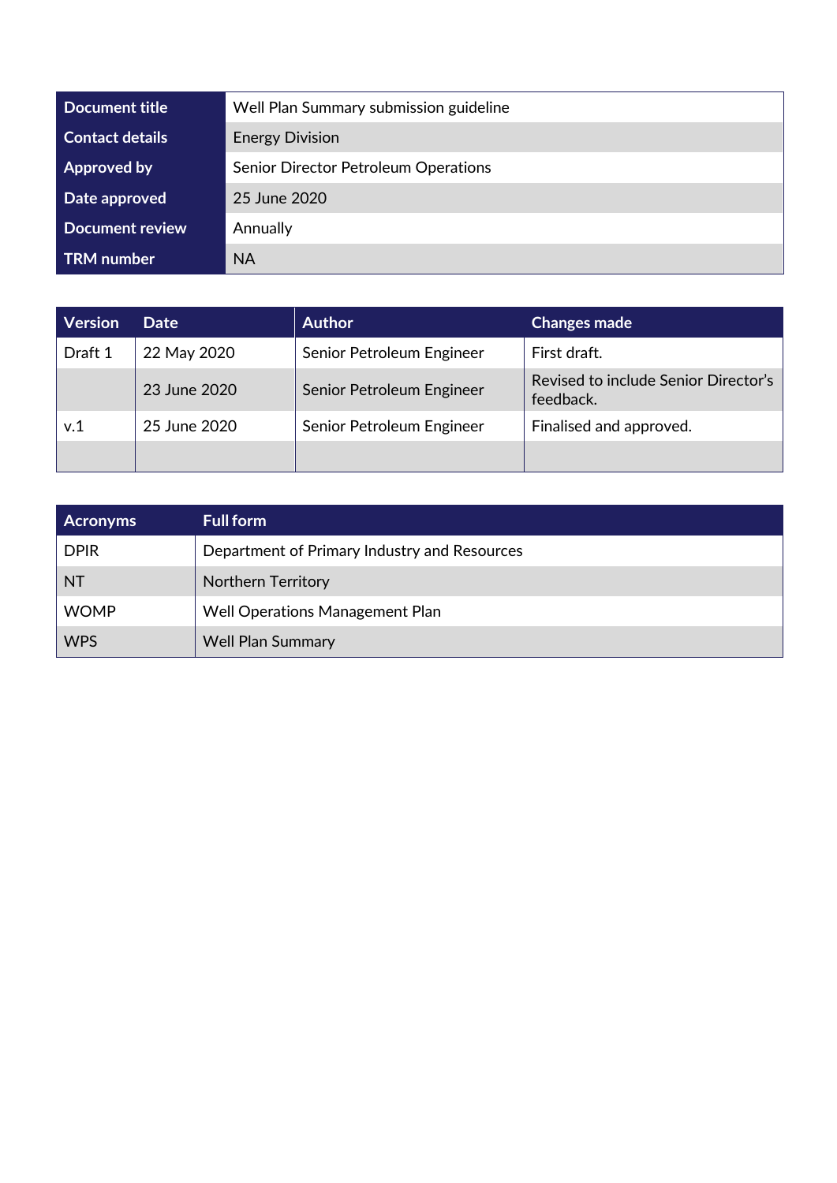| Document title | Well Plan Summary submission guideline |
|---|---|
| Contact details | Energy Division |
| Approved by | Senior Director Petroleum Operations |
| Date approved | 25 June 2020 |
| Document review | Annually |
| TRM number | NA |

| Version | Date | Author | Changes made |
|---|---|---|---|
| Draft 1 | 22 May 2020 | Senior Petroleum Engineer | First draft. |
| | 23 June 2020 | Senior Petroleum Engineer | Revised to include Senior Director's feedback. |
| v.1 | 25 June 2020 | Senior Petroleum Engineer | Finalised and approved. |
| | | | |

| Acronyms | Full form |
|---|---|
| DPIR | Department of Primary Industry and Resources |
| NT | Northern Territory |
| WOMP | Well Operations Management Plan |
| WPS | Well Plan Summary |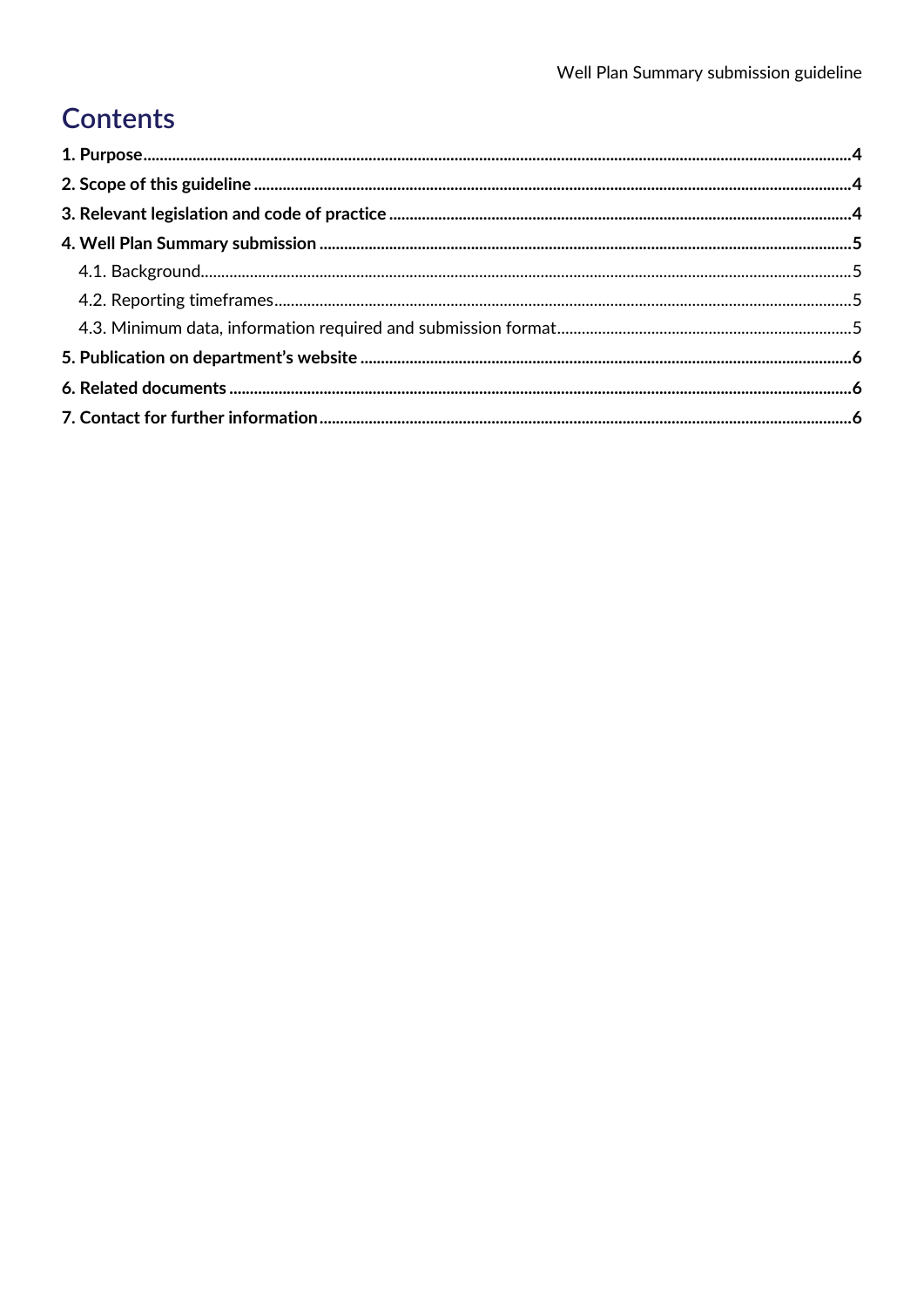# Contents

**1. Purpose** ..... **4**

**2. Scope of this guideline** ..... **4**

**3. Relevant legislation and code of practice** ..... **4**

**4. Well Plan Summary submission** ..... **5**

- 4.1. Background ..... 5
- 4.2. Reporting timeframes ..... 5
- 4.3. Minimum data, information required and submission format ..... 5

**5. Publication on department's website** ..... **6**

**6. Related documents** ..... **6**

**7. Contact for further information** ..... **6**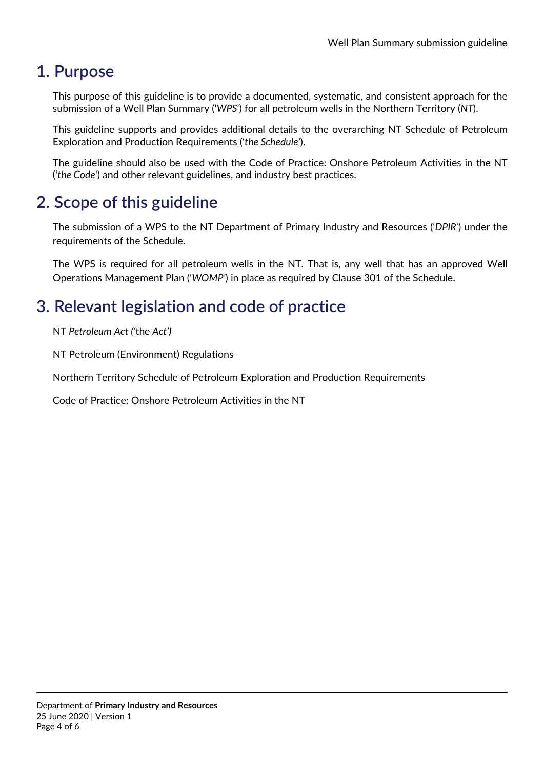# 1. Purpose

This purpose of this guideline is to provide a documented, systematic, and consistent approach for the submission of a Well Plan Summary ('*WPS*') for all petroleum wells in the Northern Territory (*NT*).

This guideline supports and provides additional details to the overarching NT Schedule of Petroleum Exploration and Production Requirements ('*the Schedule'*).

The guideline should also be used with the Code of Practice: Onshore Petroleum Activities in the NT ('*the Code'*) and other relevant guidelines, and industry best practices.

# 2. Scope of this guideline

The submission of a WPS to the NT Department of Primary Industry and Resources ('*DPIR'*) under the requirements of the Schedule.

The WPS is required for all petroleum wells in the NT. That is, any well that has an approved Well Operations Management Plan ('*WOMP'*) in place as required by Clause 301 of the Schedule.

# 3. Relevant legislation and code of practice

NT *Petroleum Act ('*the *Act')*

NT Petroleum (Environment) Regulations

Northern Territory Schedule of Petroleum Exploration and Production Requirements

Code of Practice: Onshore Petroleum Activities in the NT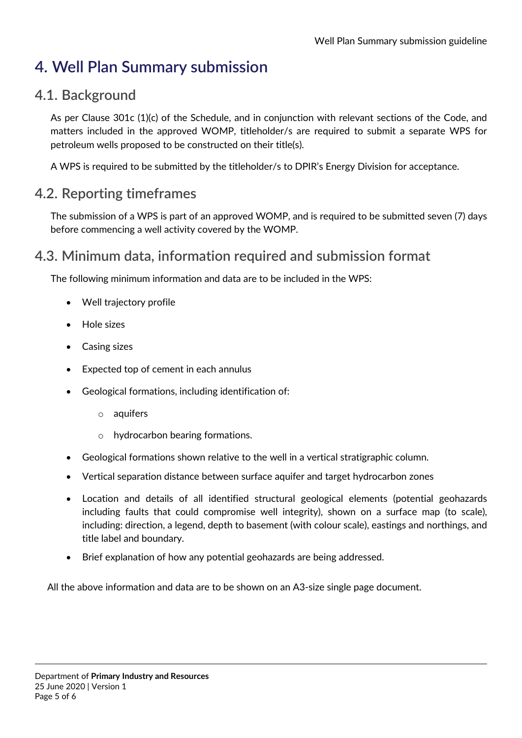# 4. Well Plan Summary submission

## 4.1. Background

As per Clause 301c (1)(c) of the Schedule, and in conjunction with relevant sections of the Code, and matters included in the approved WOMP, titleholder/s are required to submit a separate WPS for petroleum wells proposed to be constructed on their title(s).

A WPS is required to be submitted by the titleholder/s to DPIR's Energy Division for acceptance.

## 4.2. Reporting timeframes

The submission of a WPS is part of an approved WOMP, and is required to be submitted seven (7) days before commencing a well activity covered by the WOMP.

## 4.3. Minimum data, information required and submission format

The following minimum information and data are to be included in the WPS:

- Well trajectory profile
- Hole sizes
- Casing sizes
- Expected top of cement in each annulus
- Geological formations, including identification of:
  - aquifers
  - hydrocarbon bearing formations.
- Geological formations shown relative to the well in a vertical stratigraphic column.
- Vertical separation distance between surface aquifer and target hydrocarbon zones
- Location and details of all identified structural geological elements (potential geohazards including faults that could compromise well integrity), shown on a surface map (to scale), including: direction, a legend, depth to basement (with colour scale), eastings and northings, and title label and boundary.
- Brief explanation of how any potential geohazards are being addressed.

All the above information and data are to be shown on an A3-size single page document.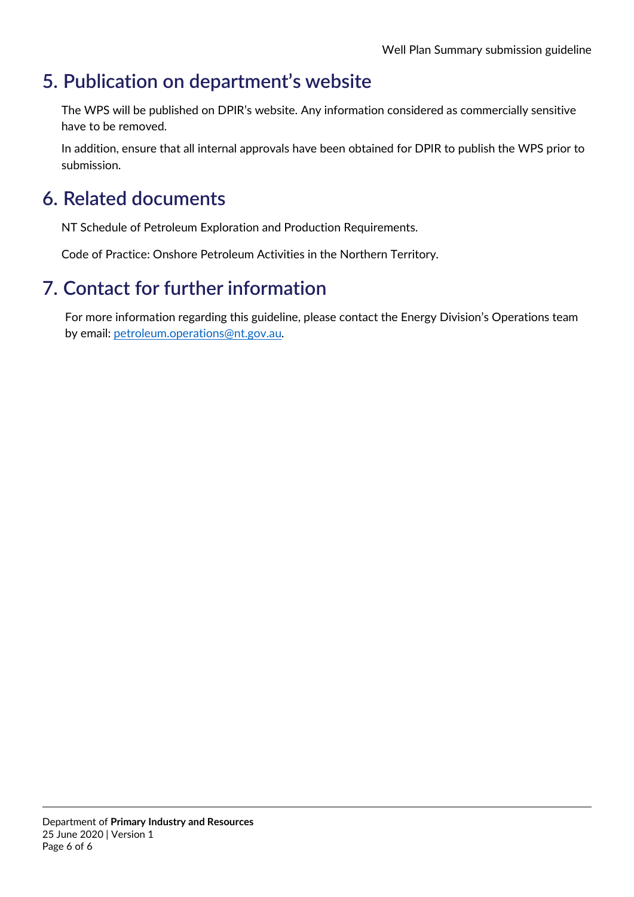## 5. Publication on department's website

The WPS will be published on DPIR's website. Any information considered as commercially sensitive have to be removed.

In addition, ensure that all internal approvals have been obtained for DPIR to publish the WPS prior to submission.

## 6. Related documents

NT Schedule of Petroleum Exploration and Production Requirements.

Code of Practice: Onshore Petroleum Activities in the Northern Territory.

## 7. Contact for further information

For more information regarding this guideline, please contact the Energy Division's Operations team by email: [petroleum.operations@nt.gov.au](mailto:petroleum.operations@nt.gov.au).